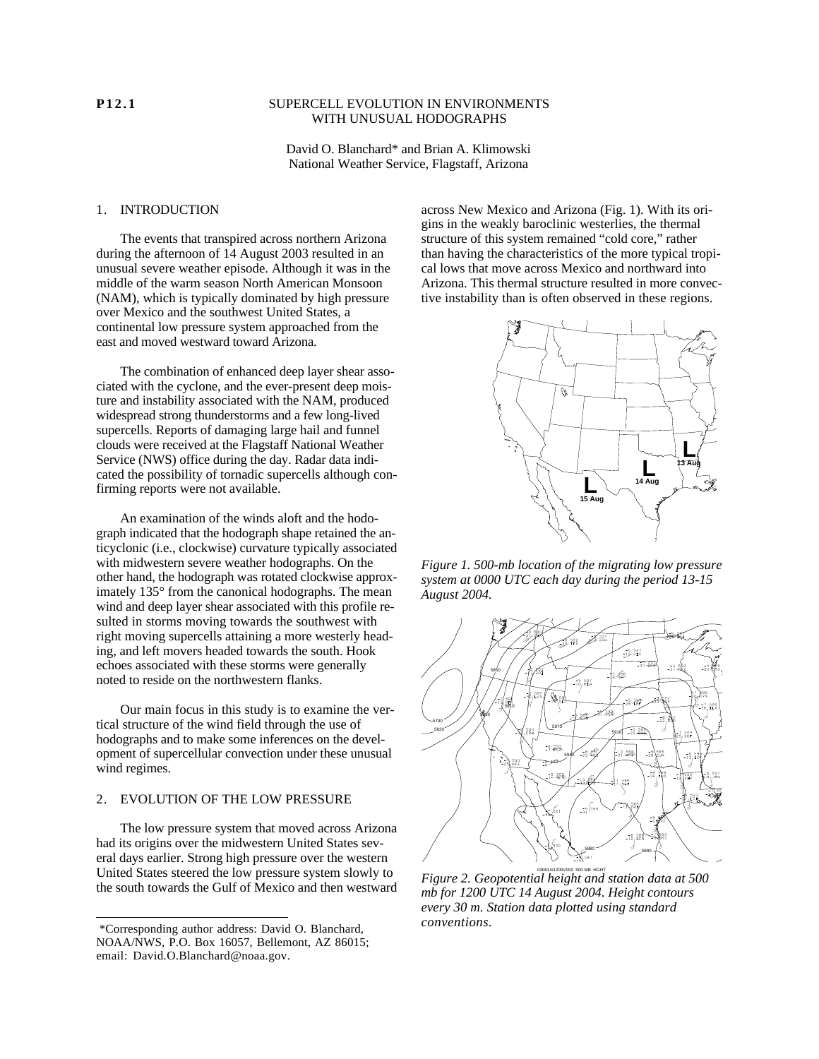**P12.1**

# SUPERCELL EVOLUTION IN ENVIRONMENTS WITH UNUSUAL HODOGRAPHS

David O. Blanchard* and Brian A. Klimowski
National Weather Service, Flagstaff, Arizona

## 1. INTRODUCTION

The events that transpired across northern Arizona during the afternoon of 14 August 2003 resulted in an unusual severe weather episode. Although it was in the middle of the warm season North American Monsoon (NAM), which is typically dominated by high pressure over Mexico and the southwest United States, a continental low pressure system approached from the east and moved westward toward Arizona.

The combination of enhanced deep layer shear associated with the cyclone, and the ever-present deep moisture and instability associated with the NAM, produced widespread strong thunderstorms and a few long-lived supercells. Reports of damaging large hail and funnel clouds were received at the Flagstaff National Weather Service (NWS) office during the day. Radar data indicated the possibility of tornadic supercells although confirming reports were not available.

An examination of the winds aloft and the hodograph indicated that the hodograph shape retained the anticyclonic (i.e., clockwise) curvature typically associated with midwestern severe weather hodographs. On the other hand, the hodograph was rotated clockwise approximately 135° from the canonical hodographs. The mean wind and deep layer shear associated with this profile resulted in storms moving towards the southwest with right moving supercells attaining a more westerly heading, and left movers headed towards the south. Hook echoes associated with these storms were generally noted to reside on the northwestern flanks.

Our main focus in this study is to examine the vertical structure of the wind field through the use of hodographs and to make some inferences on the development of supercellular convection under these unusual wind regimes.

## 2. EVOLUTION OF THE LOW PRESSURE

The low pressure system that moved across Arizona had its origins over the midwestern United States several days earlier. Strong high pressure over the western United States steered the low pressure system slowly to the south towards the Gulf of Mexico and then westward across New Mexico and Arizona (Fig. 1). With its origins in the weakly baroclinic westerlies, the thermal structure of this system remained "cold core," rather than having the characteristics of the more typical tropical lows that move across Mexico and northward into Arizona. This thermal structure resulted in more convective instability than is often observed in these regions.

*Figure 1. 500-mb location of the migrating low pressure system at 0000 UTC each day during the period 13-15 August 2004.*

*Figure 2. Geopotential height and station data at 500 mb for 1200 UTC 14 August 2004. Height contours every 30 m. Station data plotted using standard conventions.*

*Corresponding author address: David O. Blanchard, NOAA/NWS, P.O. Box 16057, Bellemont, AZ 86015; email: David.O.Blanchard@noaa.gov.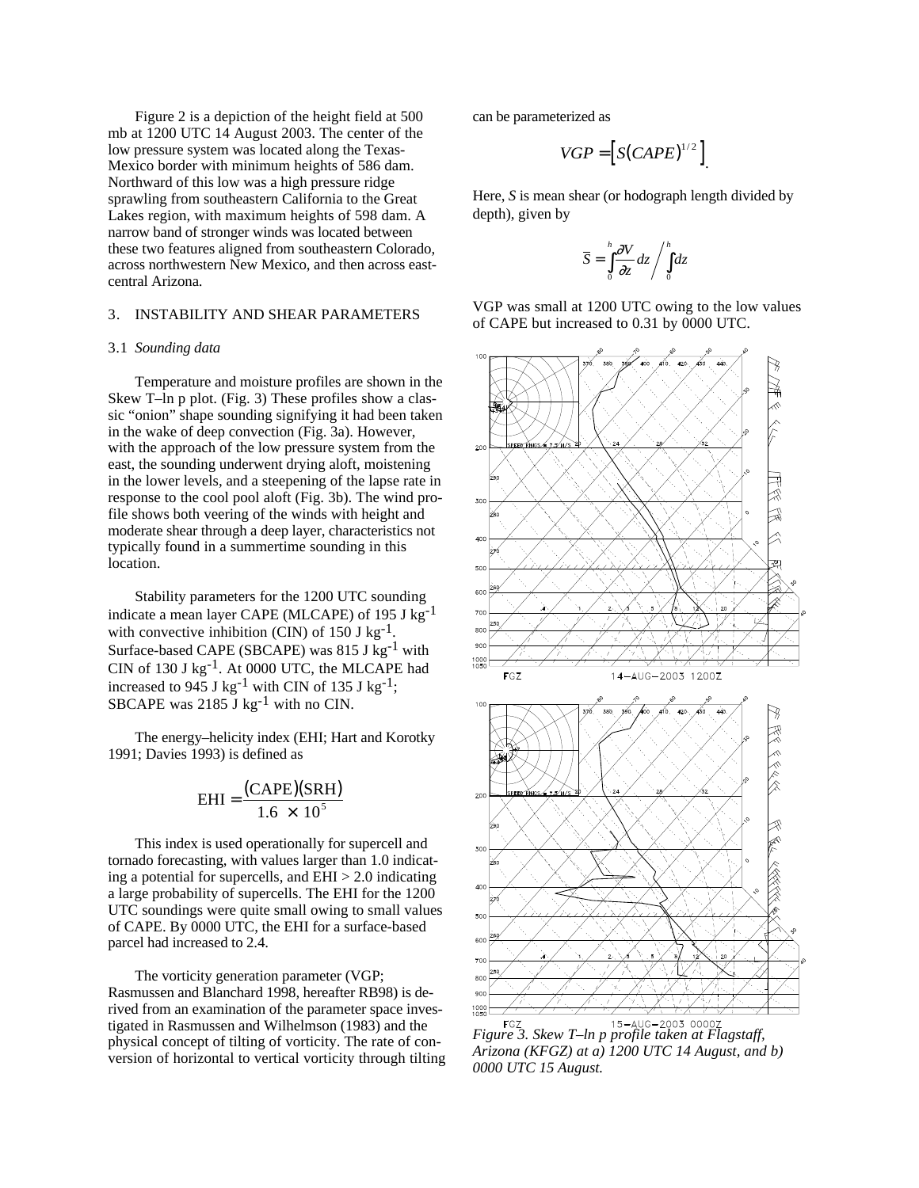Figure 2 is a depiction of the height field at 500 mb at 1200 UTC 14 August 2003. The center of the low pressure system was located along the Texas-Mexico border with minimum heights of 586 dam. Northward of this low was a high pressure ridge sprawling from southeastern California to the Great Lakes region, with maximum heights of 598 dam. A narrow band of stronger winds was located between these two features aligned from southeastern Colorado, across northwestern New Mexico, and then across east-central Arizona.

## 3. INSTABILITY AND SHEAR PARAMETERS

### 3.1 *Sounding data*

Temperature and moisture profiles are shown in the Skew T–ln p plot. (Fig. 3) These profiles show a classic "onion" shape sounding signifying it had been taken in the wake of deep convection (Fig. 3a). However, with the approach of the low pressure system from the east, the sounding underwent drying aloft, moistening in the lower levels, and a steepening of the lapse rate in response to the cool pool aloft (Fig. 3b). The wind profile shows both veering of the winds with height and moderate shear through a deep layer, characteristics not typically found in a summertime sounding in this location.

Stability parameters for the 1200 UTC sounding indicate a mean layer CAPE (MLCAPE) of 195 J kg$^{-1}$ with convective inhibition (CIN) of 150 J kg$^{-1}$. Surface-based CAPE (SBCAPE) was 815 J kg$^{-1}$ with CIN of 130 J kg$^{-1}$. At 0000 UTC, the MLCAPE had increased to 945 J kg$^{-1}$ with CIN of 135 J kg$^{-1}$; SBCAPE was 2185 J kg$^{-1}$ with no CIN.

The energy–helicity index (EHI; Hart and Korotky 1991; Davies 1993) is defined as

$$\mathrm{EHI} = \frac{(\mathrm{CAPE})(\mathrm{SRH})}{1.6 \times 10^{5}}$$

This index is used operationally for supercell and tornado forecasting, with values larger than 1.0 indicating a potential for supercells, and EHI > 2.0 indicating a large probability of supercells. The EHI for the 1200 UTC soundings were quite small owing to small values of CAPE. By 0000 UTC, the EHI for a surface-based parcel had increased to 2.4.

The vorticity generation parameter (VGP; Rasmussen and Blanchard 1998, hereafter RB98) is derived from an examination of the parameter space investigated in Rasmussen and Wilhelmson (1983) and the physical concept of tilting of vorticity. The rate of conversion of horizontal to vertical vorticity through tilting can be parameterized as

$$VGP = \left[S(CAPE)^{1/2}\right].$$

Here, *S* is mean shear (or hodograph length divided by depth), given by

$$\overline{S} = \int_0^h \frac{\partial V}{\partial z} dz \Bigg/ \int_0^h dz$$

VGP was small at 1200 UTC owing to the low values of CAPE but increased to 0.31 by 0000 UTC.

*Figure 3. Skew T–ln p profile taken at Flagstaff, Arizona (KFGZ) at a) 1200 UTC 14 August, and b) 0000 UTC 15 August.*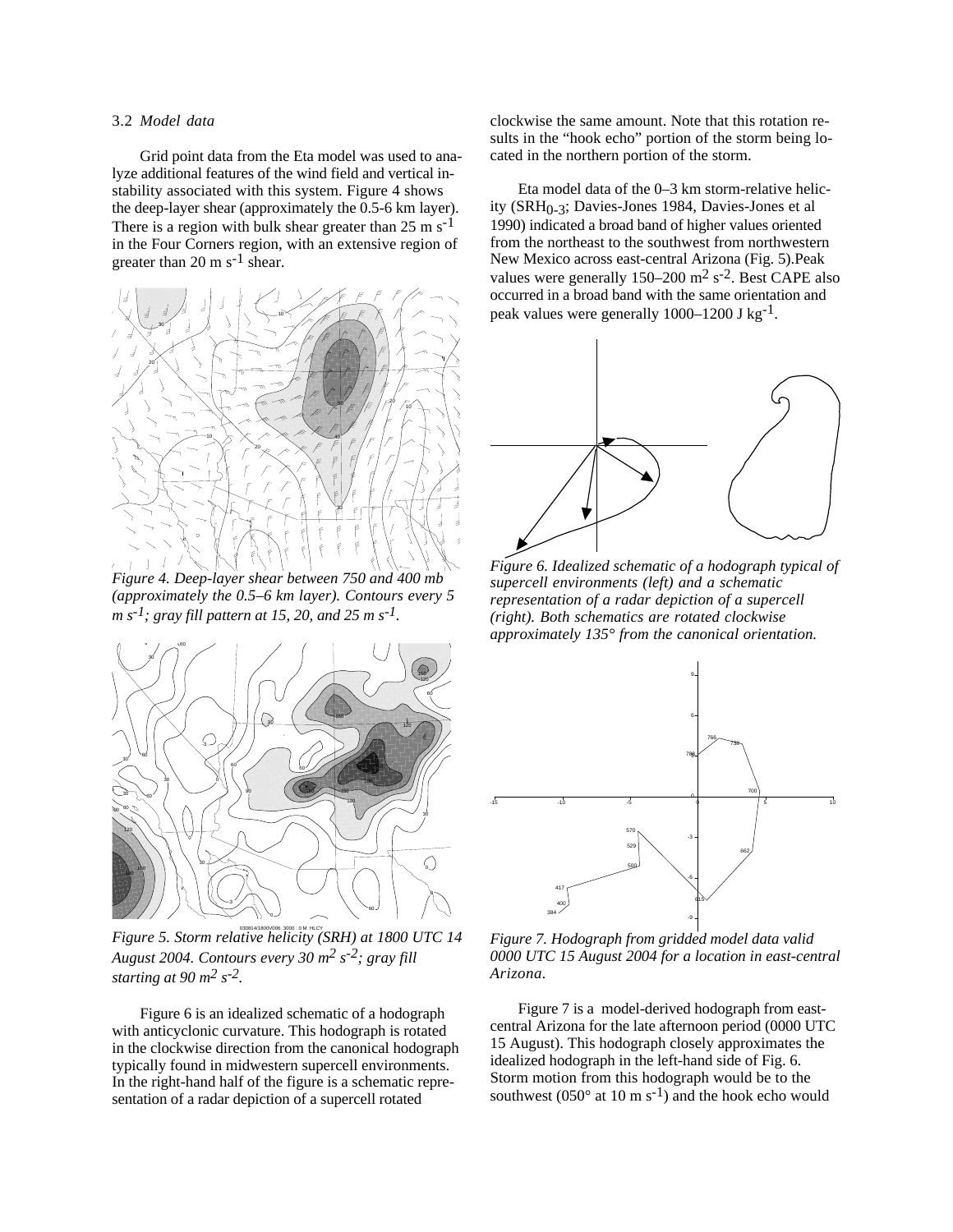### 3.2 *Model data*

Grid point data from the Eta model was used to analyze additional features of the wind field and vertical instability associated with this system. Figure 4 shows the deep-layer shear (approximately the 0.5-6 km layer). There is a region with bulk shear greater than 25 m $s^{-1}$ in the Four Corners region, with an extensive region of greater than 20 m $s^{-1}$ shear.

*Figure 4. Deep-layer shear between 750 and 400 mb (approximately the 0.5–6 km layer). Contours every 5 m $s^{-1}$; gray fill pattern at 15, 20, and 25 m $s^{-1}$.*

*Figure 5. Storm relative helicity (SRH) at 1800 UTC 14 August 2004. Contours every 30 $m^2$ $s^{-2}$; gray fill starting at 90 $m^2$ $s^{-2}$.*

Figure 6 is an idealized schematic of a hodograph with anticyclonic curvature. This hodograph is rotated in the clockwise direction from the canonical hodograph typically found in midwestern supercell environments. In the right-hand half of the figure is a schematic representation of a radar depiction of a supercell rotated clockwise the same amount. Note that this rotation results in the "hook echo" portion of the storm being located in the northern portion of the storm.

Eta model data of the 0–3 km storm-relative helicity ($SRH_{0-3}$; Davies-Jones 1984, Davies-Jones et al 1990) indicated a broad band of higher values oriented from the northeast to the southwest from northwestern New Mexico across east-central Arizona (Fig. 5).Peak values were generally 150–200 $m^2$ $s^{-2}$. Best CAPE also occurred in a broad band with the same orientation and peak values were generally 1000–1200 J $kg^{-1}$.

*Figure 6. Idealized schematic of a hodograph typical of supercell environments (left) and a schematic representation of a radar depiction of a supercell (right). Both schematics are rotated clockwise approximately 135° from the canonical orientation.*

*Figure 7. Hodograph from gridded model data valid 0000 UTC 15 August 2004 for a location in east-central Arizona.*

Figure 7 is a model-derived hodograph from east-central Arizona for the late afternoon period (0000 UTC 15 August). This hodograph closely approximates the idealized hodograph in the left-hand side of Fig. 6. Storm motion from this hodograph would be to the southwest (050° at 10 m $s^{-1}$) and the hook echo would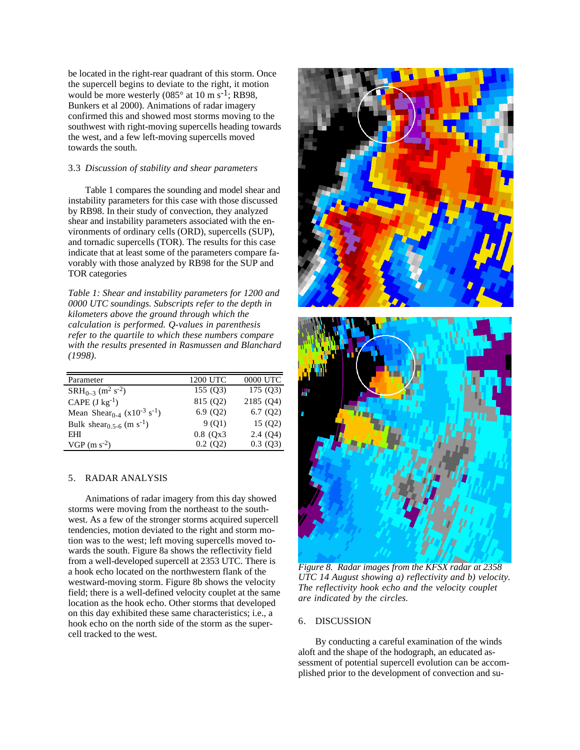be located in the right-rear quadrant of this storm. Once the supercell begins to deviate to the right, it motion would be more westerly (085° at 10 m $s^{-1}$; RB98, Bunkers et al 2000). Animations of radar imagery confirmed this and showed most storms moving to the southwest with right-moving supercells heading towards the west, and a few left-moving supercells moved towards the south.

### 3.3 *Discussion of stability and shear parameters*

Table 1 compares the sounding and model shear and instability parameters for this case with those discussed by RB98. In their study of convection, they analyzed shear and instability parameters associated with the environments of ordinary cells (ORD), supercells (SUP), and tornadic supercells (TOR). The results for this case indicate that at least some of the parameters compare favorably with those analyzed by RB98 for the SUP and TOR categories

*Table 1: Shear and instability parameters for 1200 and 0000 UTC soundings. Subscripts refer to the depth in kilometers above the ground through which the calculation is performed. Q-values in parenthesis refer to the quartile to which these numbers compare with the results presented in Rasmussen and Blanchard (1998).*

| Parameter | 1200 UTC | 0000 UTC |
|---|---|---|
| $SRH_{0-3}$ ($m^2$ $s^{-2}$) | 155 (Q3) | 175 (Q3) |
| CAPE (J $kg^{-1}$) | 815 (Q2) | 2185 (Q4) |
| Mean $Shear_{0-4}$ ($x10^{-3}$ $s^{-1}$) | 6.9 (Q2) | 6.7 (Q2) |
| Bulk $shear_{0.5-6}$ (m $s^{-1}$) | 9 (Q1) | 15 (Q2) |
| EHI | 0.8 (Qx3 | 2.4 (Q4) |
| VGP (m $s^{-2}$) | 0.2 (Q2) | 0.3 (Q3) |

## 5. RADAR ANALYSIS

Animations of radar imagery from this day showed storms were moving from the northeast to the southwest. As a few of the stronger storms acquired supercell tendencies, motion deviated to the right and storm motion was to the west; left moving supercells moved towards the south. Figure 8a shows the reflectivity field from a well-developed supercell at 2353 UTC. There is a hook echo located on the northwestern flank of the westward-moving storm. Figure 8b shows the velocity field; there is a well-defined velocity couplet at the same location as the hook echo. Other storms that developed on this day exhibited these same characteristics; i.e., a hook echo on the north side of the storm as the supercell tracked to the west.

*Figure 8. Radar images from the KFSX radar at 2358 UTC 14 August showing a) reflectivity and b) velocity. The reflectivity hook echo and the velocity couplet are indicated by the circles.*

## 6. DISCUSSION

By conducting a careful examination of the winds aloft and the shape of the hodograph, an educated assessment of potential supercell evolution can be accomplished prior to the development of convection and su-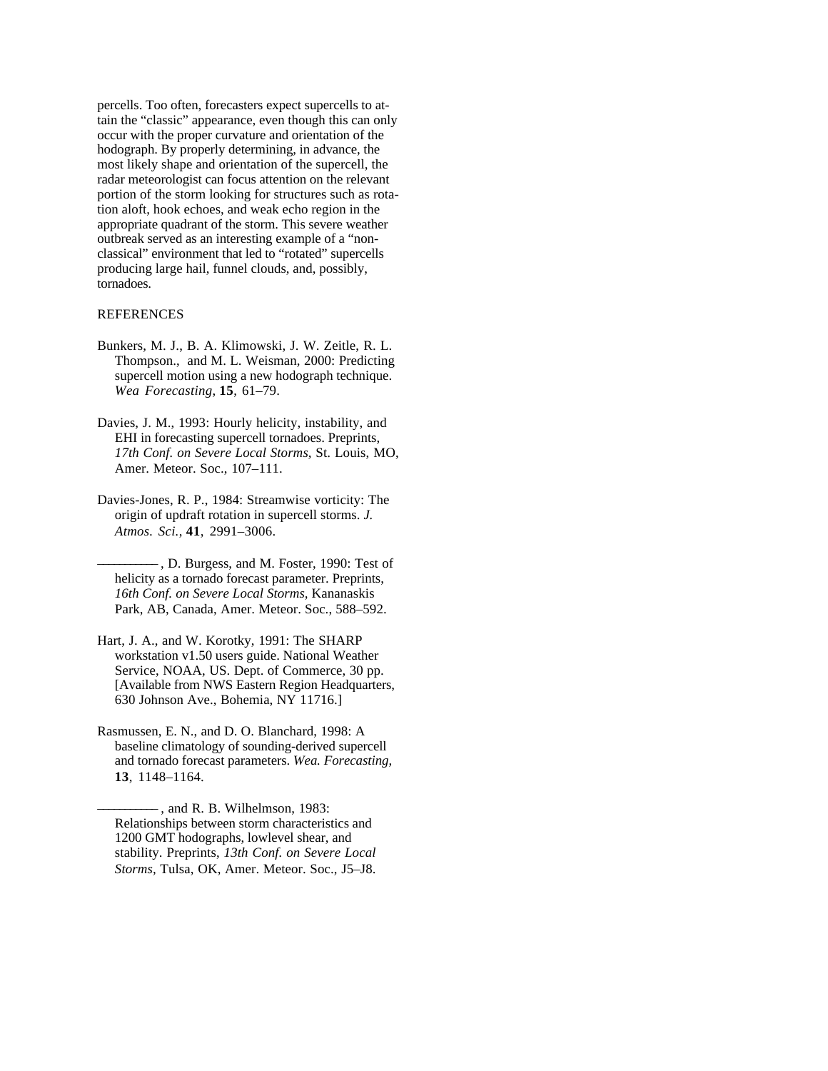percells. Too often, forecasters expect supercells to attain the "classic" appearance, even though this can only occur with the proper curvature and orientation of the hodograph. By properly determining, in advance, the most likely shape and orientation of the supercell, the radar meteorologist can focus attention on the relevant portion of the storm looking for structures such as rotation aloft, hook echoes, and weak echo region in the appropriate quadrant of the storm. This severe weather outbreak served as an interesting example of a "non-classical" environment that led to "rotated" supercells producing large hail, funnel clouds, and, possibly, tornadoes.

## REFERENCES

Bunkers, M. J., B. A. Klimowski, J. W. Zeitle, R. L. Thompson., and M. L. Weisman, 2000: Predicting supercell motion using a new hodograph technique. *Wea Forecasting*, **15**, 61–79.

Davies, J. M., 1993: Hourly helicity, instability, and EHI in forecasting supercell tornadoes. Preprints, *17th Conf. on Severe Local Storms*, St. Louis, MO, Amer. Meteor. Soc., 107–111.

Davies-Jones, R. P., 1984: Streamwise vorticity: The origin of updraft rotation in supercell storms. *J. Atmos. Sci.*, **41**, 2991–3006.

———, D. Burgess, and M. Foster, 1990: Test of helicity as a tornado forecast parameter. Preprints, *16th Conf. on Severe Local Storms*, Kananaskis Park, AB, Canada, Amer. Meteor. Soc., 588–592.

Hart, J. A., and W. Korotky, 1991: The SHARP workstation v1.50 users guide. National Weather Service, NOAA, US. Dept. of Commerce, 30 pp. [Available from NWS Eastern Region Headquarters, 630 Johnson Ave., Bohemia, NY 11716.]

Rasmussen, E. N., and D. O. Blanchard, 1998: A baseline climatology of sounding-derived supercell and tornado forecast parameters. *Wea. Forecasting*, **13**, 1148–1164.

———, and R. B. Wilhelmson, 1983: Relationships between storm characteristics and 1200 GMT hodographs, lowlevel shear, and stability. Preprints, *13th Conf. on Severe Local Storms*, Tulsa, OK, Amer. Meteor. Soc., J5–J8.